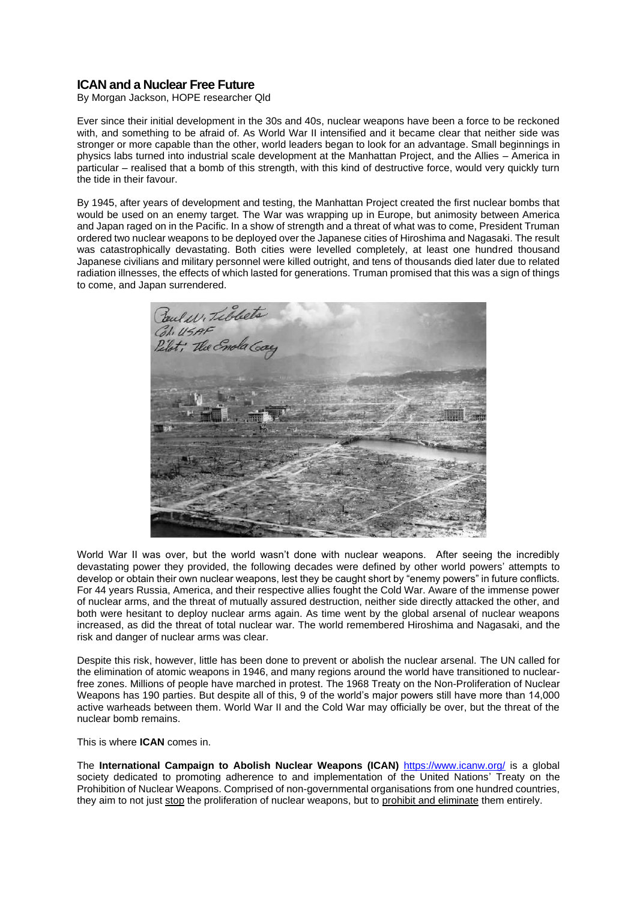# ICAN and a Nuclear Free Future

By Morgan Jackson, HOPE researcher Qld

Ever since their initial development in the 30s and 40s, nuclear weapons have been a force to be reckoned with, and something to be afraid of. As World War II intensified and it became clear that neither side was stronger or more capable than the other, world leaders began to look for an advantage. Small beginnings in physics labs turned into industrial scale development at the Manhattan Project, and the Allies – America in particular – realised that a bomb of this strength, with this kind of destructive force, would very quickly turn the tide in their favour.

By 1945, after years of development and testing, the Manhattan Project created the first nuclear bombs that would be used on an enemy target. The War was wrapping up in Europe, but animosity between America and Japan raged on in the Pacific. In a show of strength and a threat of what was to come, President Truman ordered two nuclear weapons to be deployed over the Japanese cities of Hiroshima and Nagasaki. The result was catastrophically devastating. Both cities were levelled completely, at least one hundred thousand Japanese civilians and military personnel were killed outright, and tens of thousands died later due to related radiation illnesses, the effects of which lasted for generations. Truman promised that this was a sign of things to come, and Japan surrendered.

World War II was over, but the world wasn't done with nuclear weapons. After seeing the incredibly devastating power they provided, the following decades were defined by other world powers' attempts to develop or obtain their own nuclear weapons, lest they be caught short by "enemy powers" in future conflicts. For 44 years Russia, America, and their respective allies fought the Cold War. Aware of the immense power of nuclear arms, and the threat of mutually assured destruction, neither side directly attacked the other, and both were hesitant to deploy nuclear arms again. As time went by the global arsenal of nuclear weapons increased, as did the threat of total nuclear war. The world remembered Hiroshima and Nagasaki, and the risk and danger of nuclear arms was clear.

Despite this risk, however, little has been done to prevent or abolish the nuclear arsenal. The UN called for the elimination of atomic weapons in 1946, and many regions around the world have transitioned to nuclear-free zones. Millions of people have marched in protest. The 1968 Treaty on the Non-Proliferation of Nuclear Weapons has 190 parties. But despite all of this, 9 of the world's major powers still have more than 14,000 active warheads between them. World War II and the Cold War may officially be over, but the threat of the nuclear bomb remains.

This is where **ICAN** comes in.

The **International Campaign to Abolish Nuclear Weapons (ICAN)** https://www.icanw.org/ is a global society dedicated to promoting adherence to and implementation of the United Nations' Treaty on the Prohibition of Nuclear Weapons. Comprised of non-governmental organisations from one hundred countries, they aim to not just stop the proliferation of nuclear weapons, but to prohibit and eliminate them entirely.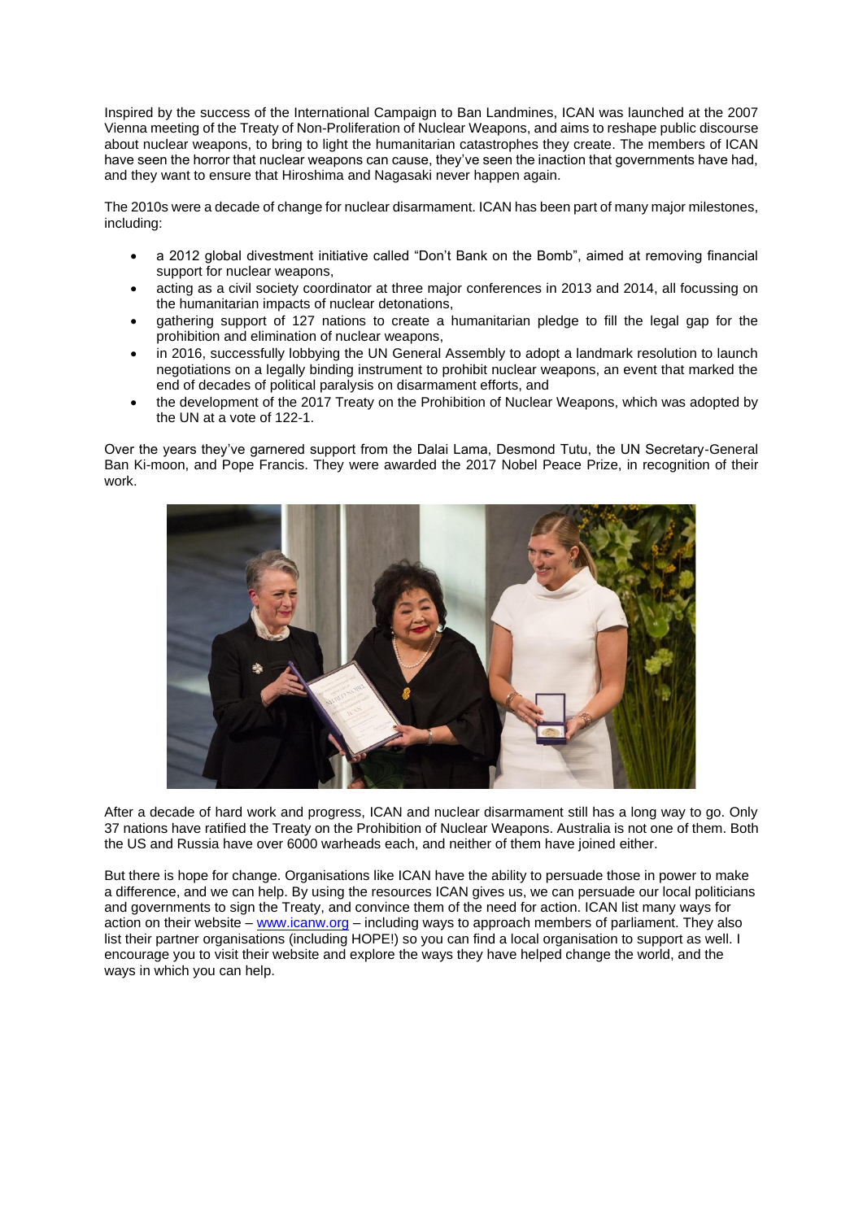Inspired by the success of the International Campaign to Ban Landmines, ICAN was launched at the 2007 Vienna meeting of the Treaty of Non-Proliferation of Nuclear Weapons, and aims to reshape public discourse about nuclear weapons, to bring to light the humanitarian catastrophes they create. The members of ICAN have seen the horror that nuclear weapons can cause, they've seen the inaction that governments have had, and they want to ensure that Hiroshima and Nagasaki never happen again.

The 2010s were a decade of change for nuclear disarmament. ICAN has been part of many major milestones, including:

- a 2012 global divestment initiative called "Don't Bank on the Bomb", aimed at removing financial support for nuclear weapons,
- acting as a civil society coordinator at three major conferences in 2013 and 2014, all focussing on the humanitarian impacts of nuclear detonations,
- gathering support of 127 nations to create a humanitarian pledge to fill the legal gap for the prohibition and elimination of nuclear weapons,
- in 2016, successfully lobbying the UN General Assembly to adopt a landmark resolution to launch negotiations on a legally binding instrument to prohibit nuclear weapons, an event that marked the end of decades of political paralysis on disarmament efforts, and
- the development of the 2017 Treaty on the Prohibition of Nuclear Weapons, which was adopted by the UN at a vote of 122-1.

Over the years they've garnered support from the Dalai Lama, Desmond Tutu, the UN Secretary-General Ban Ki-moon, and Pope Francis. They were awarded the 2017 Nobel Peace Prize, in recognition of their work.

After a decade of hard work and progress, ICAN and nuclear disarmament still has a long way to go. Only 37 nations have ratified the Treaty on the Prohibition of Nuclear Weapons. Australia is not one of them. Both the US and Russia have over 6000 warheads each, and neither of them have joined either.

But there is hope for change. Organisations like ICAN have the ability to persuade those in power to make a difference, and we can help. By using the resources ICAN gives us, we can persuade our local politicians and governments to sign the Treaty, and convince them of the need for action. ICAN list many ways for action on their website – [www.icanw.org](http://www.icanw.org) – including ways to approach members of parliament. They also list their partner organisations (including HOPE!) so you can find a local organisation to support as well. I encourage you to visit their website and explore the ways they have helped change the world, and the ways in which you can help.